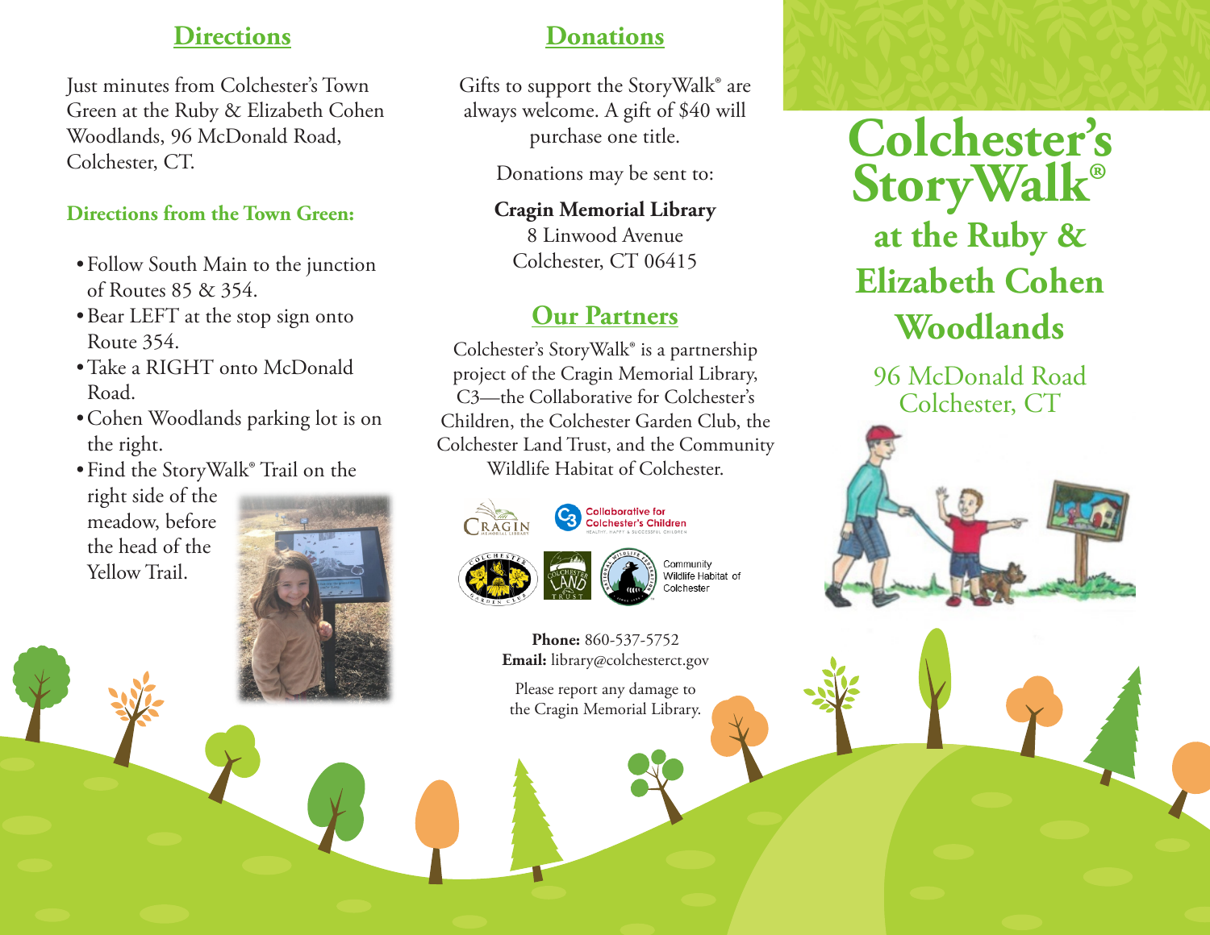## Directions

Just minutes from Colchester's Town Green at the Ruby & Elizabeth Cohen Woodlands, 96 McDonald Road, Colchester, CT.

### Directions from the Town Green:

- Follow South Main to the junction of Routes 85 & 354.
- Bear LEFT at the stop sign onto Route 354.
- Take a RIGHT onto McDonald Road.
- Cohen Woodlands parking lot is on the right.
- Find the StoryWalk® Trail on the right side of the meadow, before the head of the Yellow Trail.

## Donations

Gifts to support the StoryWalk® are always welcome. A gift of $40 will purchase one title.

Donations may be sent to:

**Cragin Memorial Library**
8 Linwood Avenue
Colchester, CT 06415

## Our Partners

Colchester's StoryWalk® is a partnership project of the Cragin Memorial Library, C3—the Collaborative for Colchester's Children, the Colchester Garden Club, the Colchester Land Trust, and the Community Wildlife Habitat of Colchester.

Cragin Memorial Library

Collaborative for Colchester's Children
Healthy, Happy & Successful Children

Colchester Garden Club

Colchester Land Trust

Community Wildlife Habitat of Colchester

**Phone:** 860-537-5752
**Email:** library@colchesterct.gov

Please report any damage to the Cragin Memorial Library.

# Colchester's StoryWalk®

## at the Ruby & Elizabeth Cohen Woodlands

96 McDonald Road
Colchester, CT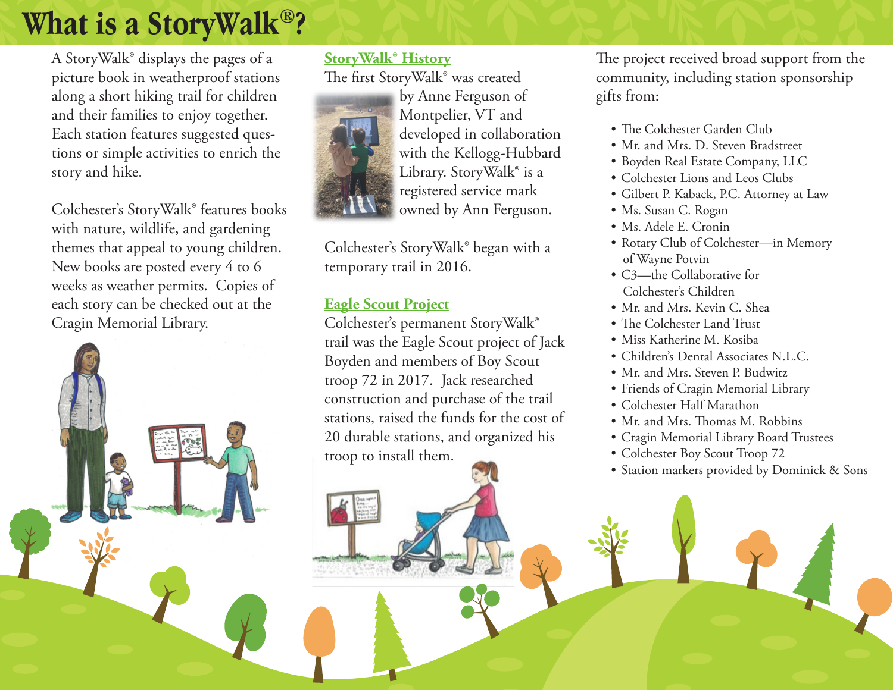# What is a StoryWalk®?

A StoryWalk® displays the pages of a picture book in weatherproof stations along a short hiking trail for children and their families to enjoy together. Each station features suggested questions or simple activities to enrich the story and hike.

Colchester's StoryWalk® features books with nature, wildlife, and gardening themes that appeal to young children. New books are posted every 4 to 6 weeks as weather permits. Copies of each story can be checked out at the Cragin Memorial Library.

## StoryWalk® History

The first StoryWalk® was created by Anne Ferguson of Montpelier, VT and developed in collaboration with the Kellogg-Hubbard Library. StoryWalk® is a registered service mark owned by Ann Ferguson.

Colchester's StoryWalk® began with a temporary trail in 2016.

## Eagle Scout Project

Colchester's permanent StoryWalk® trail was the Eagle Scout project of Jack Boyden and members of Boy Scout troop 72 in 2017. Jack researched construction and purchase of the trail stations, raised the funds for the cost of 20 durable stations, and organized his troop to install them.

The project received broad support from the community, including station sponsorship gifts from:

- The Colchester Garden Club
- Mr. and Mrs. D. Steven Bradstreet
- Boyden Real Estate Company, LLC
- Colchester Lions and Leos Clubs
- Gilbert P. Kaback, P.C. Attorney at Law
- Ms. Susan C. Rogan
- Ms. Adele E. Cronin
- Rotary Club of Colchester—in Memory of Wayne Potvin
- C3—the Collaborative for Colchester's Children
- Mr. and Mrs. Kevin C. Shea
- The Colchester Land Trust
- Miss Katherine M. Kosiba
- Children's Dental Associates N.L.C.
- Mr. and Mrs. Steven P. Budwitz
- Friends of Cragin Memorial Library
- Colchester Half Marathon
- Mr. and Mrs. Thomas M. Robbins
- Cragin Memorial Library Board Trustees
- Colchester Boy Scout Troop 72
- Station markers provided by Dominick & Sons